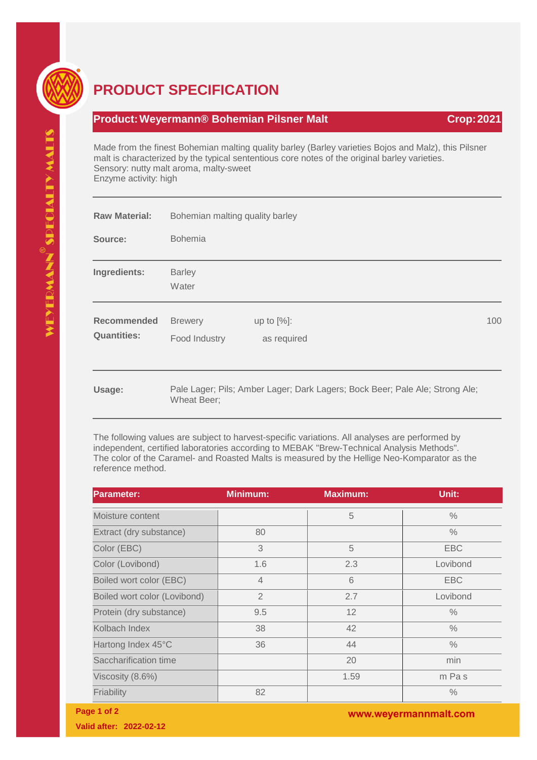# PRODUCT SPECIFICATION

**Product: Weyermann® Bohemian Pilsner Malt** **Crop: 2021**

Made from the finest Bohemian malting quality barley (Barley varieties Bojos and Malz), this Pilsner malt is characterized by the typical sententious core notes of the original barley varieties.
Sensory: nutty malt aroma, malty-sweet
Enzyme activity: high

**Raw Material:** Bohemian malting quality barley

**Source:** Bohemia

**Ingredients:** Barley
Water

**Recommended Quantities:**

| | | |
|---|---|---|
| Brewery | up to [%]: | 100 |
| Food Industry | as required | |

**Usage:** Pale Lager; Pils; Amber Lager; Dark Lagers; Bock Beer; Pale Ale; Strong Ale; Wheat Beer;

The following values are subject to harvest-specific variations. All analyses are performed by independent, certified laboratories according to MEBAK "Brew-Technical Analysis Methods". The color of the Caramel- and Roasted Malts is measured by the Hellige Neo-Komparator as the reference method.

| Parameter: | Minimum: | Maximum: | Unit: |
|---|---|---|---|
| Moisture content | | 5 | % |
| Extract (dry substance) | 80 | | % |
| Color (EBC) | 3 | 5 | EBC |
| Color (Lovibond) | 1.6 | 2.3 | Lovibond |
| Boiled wort color (EBC) | 4 | 6 | EBC |
| Boiled wort color (Lovibond) | 2 | 2.7 | Lovibond |
| Protein (dry substance) | 9.5 | 12 | % |
| Kolbach Index | 38 | 42 | % |
| Hartong Index 45°C | 36 | 44 | % |
| Saccharification time | | 20 | min |
| Viscosity (8.6%) | | 1.59 | m Pa s |
| Friability | 82 | | % |

Valid after: 2022-02-12

www.weyermannmalt.com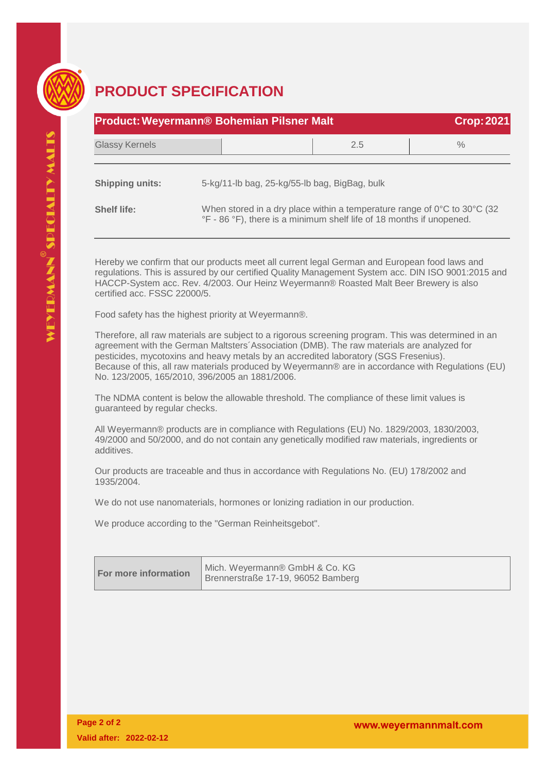# PRODUCT SPECIFICATION

| Product: Weyermann® Bohemian Pilsner Malt | | | Crop: 2021 |
|---|---|---|---|
| Glassy Kernels | | 2.5 | % |

**Shipping units:** 5-kg/11-lb bag, 25-kg/55-lb bag, BigBag, bulk

**Shelf life:** When stored in a dry place within a temperature range of 0°C to 30°C (32 °F - 86 °F), there is a minimum shelf life of 18 months if unopened.

Hereby we confirm that our products meet all current legal German and European food laws and regulations. This is assured by our certified Quality Management System acc. DIN ISO 9001:2015 and HACCP-System acc. Rev. 4/2003. Our Heinz Weyermann® Roasted Malt Beer Brewery is also certified acc. FSSC 22000/5.

Food safety has the highest priority at Weyermann®.

Therefore, all raw materials are subject to a rigorous screening program. This was determined in an agreement with the German Maltsters´Association (DMB). The raw materials are analyzed for pesticides, mycotoxins and heavy metals by an accredited laboratory (SGS Fresenius).
Because of this, all raw materials produced by Weyermann® are in accordance with Regulations (EU) No. 123/2005, 165/2010, 396/2005 an 1881/2006.

The NDMA content is below the allowable threshold. The compliance of these limit values is guaranteed by regular checks.

All Weyermann® products are in compliance with Regulations (EU) No. 1829/2003, 1830/2003, 49/2000 and 50/2000, and do not contain any genetically modified raw materials, ingredients or additives.

Our products are traceable and thus in accordance with Regulations No. (EU) 178/2002 and 1935/2004.

We do not use nanomaterials, hormones or Ionizing radiation in our production.

We produce according to the "German Reinheitsgebot".

| | |
|---|---|
| **For more information** | Mich. Weyermann® GmbH & Co. KG<br>Brennerstraße 17-19, 96052 Bamberg |

Valid after: 2022-02-12

www.weyermannmalt.com